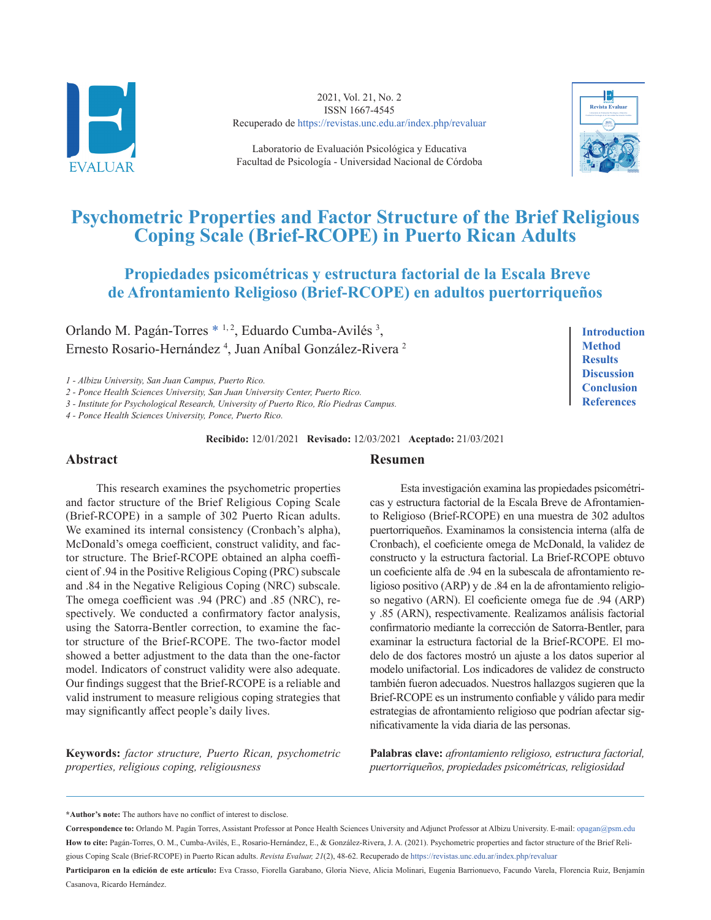2021, Vol. 21, No. 2
ISSN 1667-4545
Recuperado de https://revistas.unc.edu.ar/index.php/revaluar

Laboratorio de Evaluación Psicológica y Educativa
Facultad de Psicología - Universidad Nacional de Córdoba

# Psychometric Properties and Factor Structure of the Brief Religious Coping Scale (Brief-RCOPE) in Puerto Rican Adults

## Propiedades psicométricas y estructura factorial de la Escala Breve de Afrontamiento Religioso (Brief-RCOPE) en adultos puertorriqueños

Orlando M. Pagán-Torres * [1,2], Eduardo Cumba-Avilés [3], Ernesto Rosario-Hernández [4], Juan Aníbal González-Rivera [2]

*1 - Albizu University, San Juan Campus, Puerto Rico.*
*2 - Ponce Health Sciences University, San Juan University Center, Puerto Rico.*
*3 - Institute for Psychological Research, University of Puerto Rico, Río Piedras Campus.*
*4 - Ponce Health Sciences University, Ponce, Puerto Rico.*

**Introduction**
**Method**
**Results**
**Discussion**
**Conclusion**
**References**

**Recibido:** 12/01/2021 **Revisado:** 12/03/2021 **Aceptado:** 21/03/2021

## Abstract

This research examines the psychometric properties and factor structure of the Brief Religious Coping Scale (Brief-RCOPE) in a sample of 302 Puerto Rican adults. We examined its internal consistency (Cronbach's alpha), McDonald's omega coefficient, construct validity, and factor structure. The Brief-RCOPE obtained an alpha coefficient of .94 in the Positive Religious Coping (PRC) subscale and .84 in the Negative Religious Coping (NRC) subscale. The omega coefficient was .94 (PRC) and .85 (NRC), respectively. We conducted a confirmatory factor analysis, using the Satorra-Bentler correction, to examine the factor structure of the Brief-RCOPE. The two-factor model showed a better adjustment to the data than the one-factor model. Indicators of construct validity were also adequate. Our findings suggest that the Brief-RCOPE is a reliable and valid instrument to measure religious coping strategies that may significantly affect people's daily lives.

**Keywords:** *factor structure, Puerto Rican, psychometric properties, religious coping, religiousness*

## Resumen

Esta investigación examina las propiedades psicométricas y estructura factorial de la Escala Breve de Afrontamiento Religioso (Brief-RCOPE) en una muestra de 302 adultos puertorriqueños. Examinamos la consistencia interna (alfa de Cronbach), el coeficiente omega de McDonald, la validez de constructo y la estructura factorial. La Brief-RCOPE obtuvo un coeficiente alfa de .94 en la subescala de afrontamiento religioso positivo (ARP) y de .84 en la de afrontamiento religioso negativo (ARN). El coeficiente omega fue de .94 (ARP) y .85 (ARN), respectivamente. Realizamos análisis factorial confirmatorio mediante la corrección de Satorra-Bentler, para examinar la estructura factorial de la Brief-RCOPE. El modelo de dos factores mostró un ajuste a los datos superior al modelo unifactorial. Los indicadores de validez de constructo también fueron adecuados. Nuestros hallazgos sugieren que la Brief-RCOPE es un instrumento confiable y válido para medir estrategias de afrontamiento religioso que podrían afectar significativamente la vida diaria de las personas.

**Palabras clave:** *afrontamiento religioso, estructura factorial, puertorriqueños, propiedades psicométricas, religiosidad*

---

***Author's note:** The authors have no conflict of interest to disclose.

**Correspondence to:** Orlando M. Pagán Torres, Assistant Professor at Ponce Health Sciences University and Adjunct Professor at Albizu University. E-mail: opagan@psm.edu

**How to cite:** Pagán-Torres, O. M., Cumba-Avilés, E., Rosario-Hernández, E., & González-Rivera, J. A. (2021). Psychometric properties and factor structure of the Brief Religious Coping Scale (Brief-RCOPE) in Puerto Rican adults. *Revista Evaluar, 21*(2), 48-62. Recuperado de https://revistas.unc.edu.ar/index.php/revaluar

**Participaron en la edición de este artículo:** Eva Crasso, Fiorella Garabano, Gloria Nieve, Alicia Molinari, Eugenia Barrionuevo, Facundo Varela, Florencia Ruiz, Benjamín Casanova, Ricardo Hernández.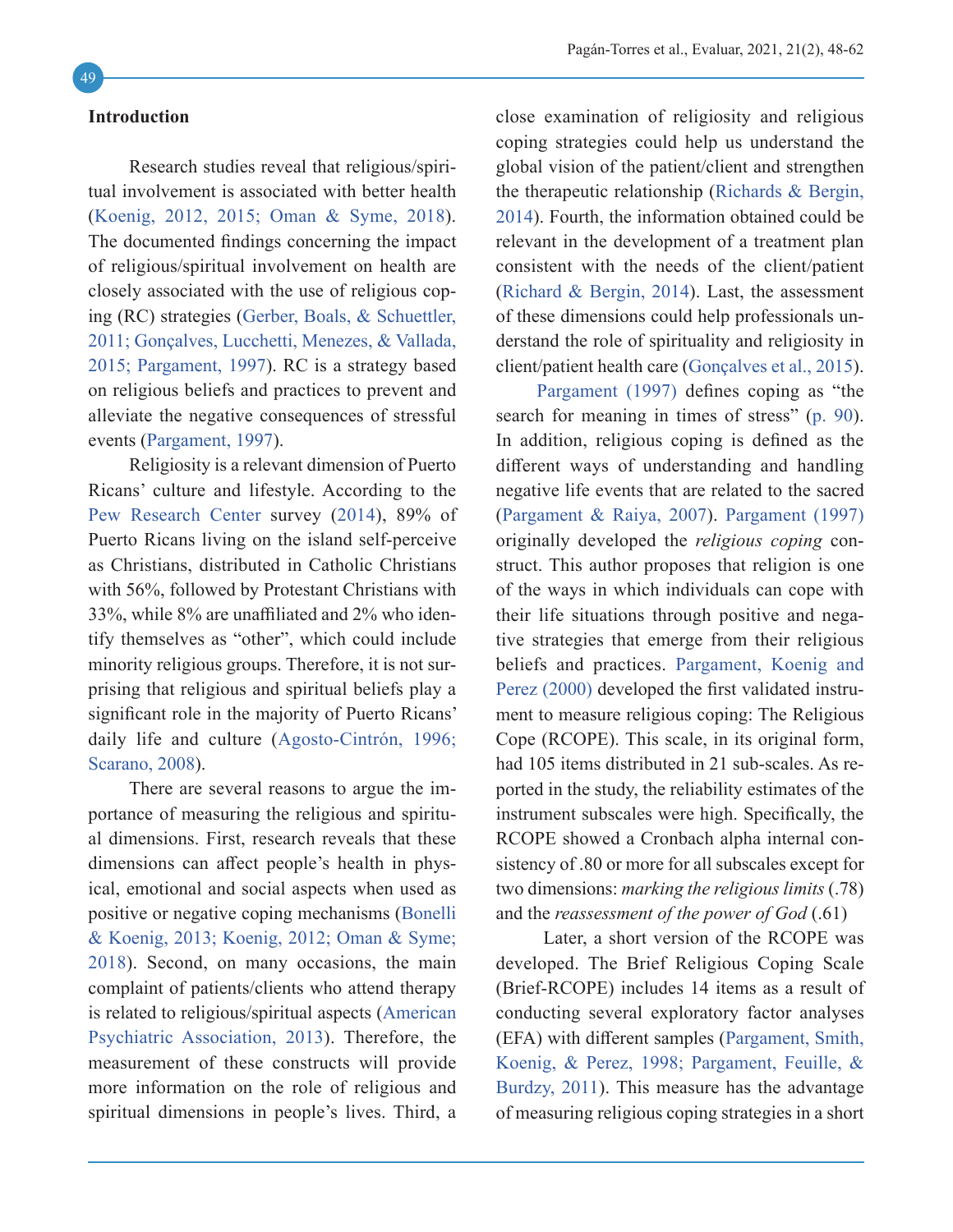## Introduction

Research studies reveal that religious/spiritual involvement is associated with better health (Koenig, 2012, 2015; Oman & Syme, 2018). The documented findings concerning the impact of religious/spiritual involvement on health are closely associated with the use of religious coping (RC) strategies (Gerber, Boals, & Schuettler, 2011; Gonçalves, Lucchetti, Menezes, & Vallada, 2015; Pargament, 1997). RC is a strategy based on religious beliefs and practices to prevent and alleviate the negative consequences of stressful events (Pargament, 1997).

Religiosity is a relevant dimension of Puerto Ricans' culture and lifestyle. According to the Pew Research Center survey (2014), 89% of Puerto Ricans living on the island self-perceive as Christians, distributed in Catholic Christians with 56%, followed by Protestant Christians with 33%, while 8% are unaffiliated and 2% who identify themselves as "other", which could include minority religious groups. Therefore, it is not surprising that religious and spiritual beliefs play a significant role in the majority of Puerto Ricans' daily life and culture (Agosto-Cintrón, 1996; Scarano, 2008).

There are several reasons to argue the importance of measuring the religious and spiritual dimensions. First, research reveals that these dimensions can affect people's health in physical, emotional and social aspects when used as positive or negative coping mechanisms (Bonelli & Koenig, 2013; Koenig, 2012; Oman & Syme; 2018). Second, on many occasions, the main complaint of patients/clients who attend therapy is related to religious/spiritual aspects (American Psychiatric Association, 2013). Therefore, the measurement of these constructs will provide more information on the role of religious and spiritual dimensions in people's lives. Third, a close examination of religiosity and religious coping strategies could help us understand the global vision of the patient/client and strengthen the therapeutic relationship (Richards & Bergin, 2014). Fourth, the information obtained could be relevant in the development of a treatment plan consistent with the needs of the client/patient (Richard & Bergin, 2014). Last, the assessment of these dimensions could help professionals understand the role of spirituality and religiosity in client/patient health care (Gonçalves et al., 2015).

Pargament (1997) defines coping as "the search for meaning in times of stress" (p. 90). In addition, religious coping is defined as the different ways of understanding and handling negative life events that are related to the sacred (Pargament & Raiya, 2007). Pargament (1997) originally developed the *religious coping* construct. This author proposes that religion is one of the ways in which individuals can cope with their life situations through positive and negative strategies that emerge from their religious beliefs and practices. Pargament, Koenig and Perez (2000) developed the first validated instrument to measure religious coping: The Religious Cope (RCOPE). This scale, in its original form, had 105 items distributed in 21 sub-scales. As reported in the study, the reliability estimates of the instrument subscales were high. Specifically, the RCOPE showed a Cronbach alpha internal consistency of .80 or more for all subscales except for two dimensions: *marking the religious limits* (.78) and the *reassessment of the power of God* (.61)

Later, a short version of the RCOPE was developed. The Brief Religious Coping Scale (Brief-RCOPE) includes 14 items as a result of conducting several exploratory factor analyses (EFA) with different samples (Pargament, Smith, Koenig, & Perez, 1998; Pargament, Feuille, & Burdzy, 2011). This measure has the advantage of measuring religious coping strategies in a short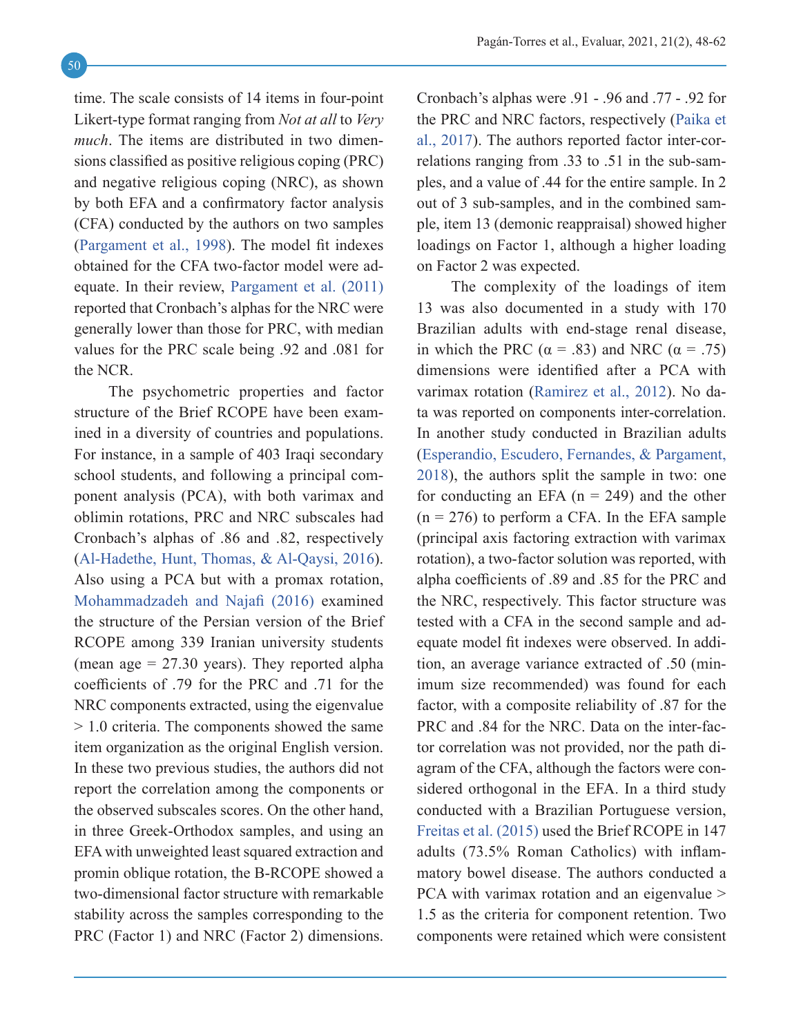time. The scale consists of 14 items in four-point Likert-type format ranging from *Not at all* to *Very much*. The items are distributed in two dimensions classified as positive religious coping (PRC) and negative religious coping (NRC), as shown by both EFA and a confirmatory factor analysis (CFA) conducted by the authors on two samples (Pargament et al., 1998). The model fit indexes obtained for the CFA two-factor model were adequate. In their review, Pargament et al. (2011) reported that Cronbach's alphas for the NRC were generally lower than those for PRC, with median values for the PRC scale being .92 and .081 for the NCR.

The psychometric properties and factor structure of the Brief RCOPE have been examined in a diversity of countries and populations. For instance, in a sample of 403 Iraqi secondary school students, and following a principal component analysis (PCA), with both varimax and oblimin rotations, PRC and NRC subscales had Cronbach's alphas of .86 and .82, respectively (Al-Hadethe, Hunt, Thomas, & Al-Qaysi, 2016). Also using a PCA but with a promax rotation, Mohammadzadeh and Najafi (2016) examined the structure of the Persian version of the Brief RCOPE among 339 Iranian university students (mean age = 27.30 years). They reported alpha coefficients of .79 for the PRC and .71 for the NRC components extracted, using the eigenvalue > 1.0 criteria. The components showed the same item organization as the original English version. In these two previous studies, the authors did not report the correlation among the components or the observed subscales scores. On the other hand, in three Greek-Orthodox samples, and using an EFA with unweighted least squared extraction and promin oblique rotation, the B-RCOPE showed a two-dimensional factor structure with remarkable stability across the samples corresponding to the PRC (Factor 1) and NRC (Factor 2) dimensions. Cronbach's alphas were .91 - .96 and .77 - .92 for the PRC and NRC factors, respectively (Paika et al., 2017). The authors reported factor inter-correlations ranging from .33 to .51 in the sub-samples, and a value of .44 for the entire sample. In 2 out of 3 sub-samples, and in the combined sample, item 13 (demonic reappraisal) showed higher loadings on Factor 1, although a higher loading on Factor 2 was expected.

The complexity of the loadings of item 13 was also documented in a study with 170 Brazilian adults with end-stage renal disease, in which the PRC ($\alpha$ = .83) and NRC ($\alpha$ = .75) dimensions were identified after a PCA with varimax rotation (Ramirez et al., 2012). No data was reported on components inter-correlation. In another study conducted in Brazilian adults (Esperandio, Escudero, Fernandes, & Pargament, 2018), the authors split the sample in two: one for conducting an EFA (n = 249) and the other (n = 276) to perform a CFA. In the EFA sample (principal axis factoring extraction with varimax rotation), a two-factor solution was reported, with alpha coefficients of .89 and .85 for the PRC and the NRC, respectively. This factor structure was tested with a CFA in the second sample and adequate model fit indexes were observed. In addition, an average variance extracted of .50 (minimum size recommended) was found for each factor, with a composite reliability of .87 for the PRC and .84 for the NRC. Data on the inter-factor correlation was not provided, nor the path diagram of the CFA, although the factors were considered orthogonal in the EFA. In a third study conducted with a Brazilian Portuguese version, Freitas et al. (2015) used the Brief RCOPE in 147 adults (73.5% Roman Catholics) with inflammatory bowel disease. The authors conducted a PCA with varimax rotation and an eigenvalue > 1.5 as the criteria for component retention. Two components were retained which were consistent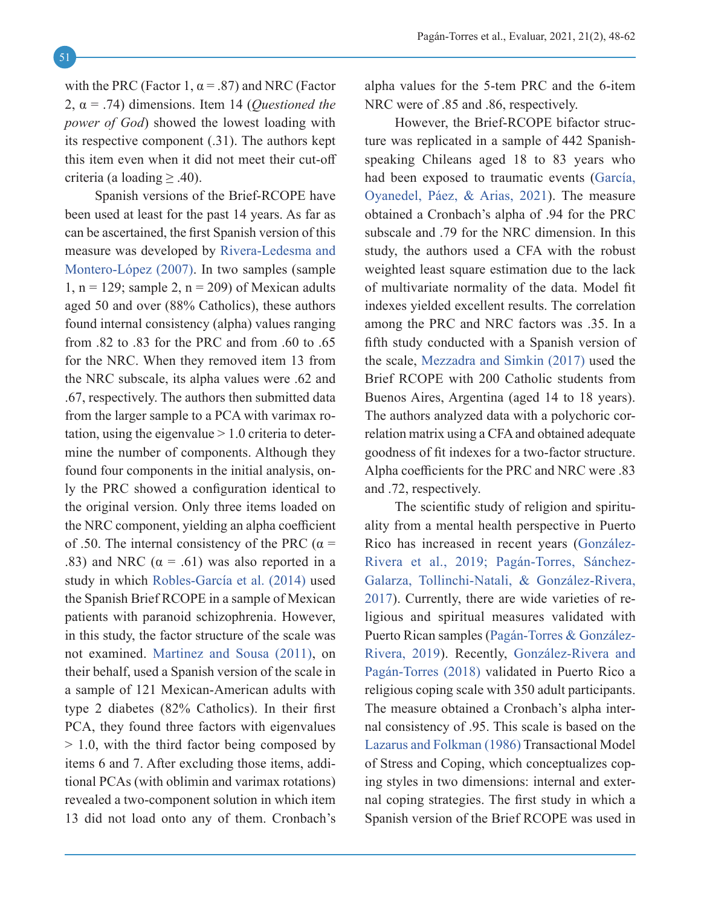with the PRC (Factor 1, α = .87) and NRC (Factor 2, α = .74) dimensions. Item 14 (*Questioned the power of God*) showed the lowest loading with its respective component (.31). The authors kept this item even when it did not meet their cut-off criteria (a loading ≥ .40).

Spanish versions of the Brief-RCOPE have been used at least for the past 14 years. As far as can be ascertained, the first Spanish version of this measure was developed by Rivera-Ledesma and Montero-López (2007). In two samples (sample 1, n = 129; sample 2, n = 209) of Mexican adults aged 50 and over (88% Catholics), these authors found internal consistency (alpha) values ranging from .82 to .83 for the PRC and from .60 to .65 for the NRC. When they removed item 13 from the NRC subscale, its alpha values were .62 and .67, respectively. The authors then submitted data from the larger sample to a PCA with varimax rotation, using the eigenvalue > 1.0 criteria to determine the number of components. Although they found four components in the initial analysis, only the PRC showed a configuration identical to the original version. Only three items loaded on the NRC component, yielding an alpha coefficient of .50. The internal consistency of the PRC (α = .83) and NRC (α = .61) was also reported in a study in which Robles-García et al. (2014) used the Spanish Brief RCOPE in a sample of Mexican patients with paranoid schizophrenia. However, in this study, the factor structure of the scale was not examined. Martinez and Sousa (2011), on their behalf, used a Spanish version of the scale in a sample of 121 Mexican-American adults with type 2 diabetes (82% Catholics). In their first PCA, they found three factors with eigenvalues > 1.0, with the third factor being composed by items 6 and 7. After excluding those items, additional PCAs (with oblimin and varimax rotations) revealed a two-component solution in which item 13 did not load onto any of them. Cronbach's alpha values for the 5-tem PRC and the 6-item NRC were of .85 and .86, respectively.

However, the Brief-RCOPE bifactor structure was replicated in a sample of 442 Spanish-speaking Chileans aged 18 to 83 years who had been exposed to traumatic events (García, Oyanedel, Páez, & Arias, 2021). The measure obtained a Cronbach's alpha of .94 for the PRC subscale and .79 for the NRC dimension. In this study, the authors used a CFA with the robust weighted least square estimation due to the lack of multivariate normality of the data. Model fit indexes yielded excellent results. The correlation among the PRC and NRC factors was .35. In a fifth study conducted with a Spanish version of the scale, Mezzadra and Simkin (2017) used the Brief RCOPE with 200 Catholic students from Buenos Aires, Argentina (aged 14 to 18 years). The authors analyzed data with a polychoric correlation matrix using a CFA and obtained adequate goodness of fit indexes for a two-factor structure. Alpha coefficients for the PRC and NRC were .83 and .72, respectively.

The scientific study of religion and spirituality from a mental health perspective in Puerto Rico has increased in recent years (González-Rivera et al., 2019; Pagán-Torres, Sánchez-Galarza, Tollinchi-Natali, & González-Rivera, 2017). Currently, there are wide varieties of religious and spiritual measures validated with Puerto Rican samples (Pagán-Torres & González-Rivera, 2019). Recently, González-Rivera and Pagán-Torres (2018) validated in Puerto Rico a religious coping scale with 350 adult participants. The measure obtained a Cronbach's alpha internal consistency of .95. This scale is based on the Lazarus and Folkman (1986) Transactional Model of Stress and Coping, which conceptualizes coping styles in two dimensions: internal and external coping strategies. The first study in which a Spanish version of the Brief RCOPE was used in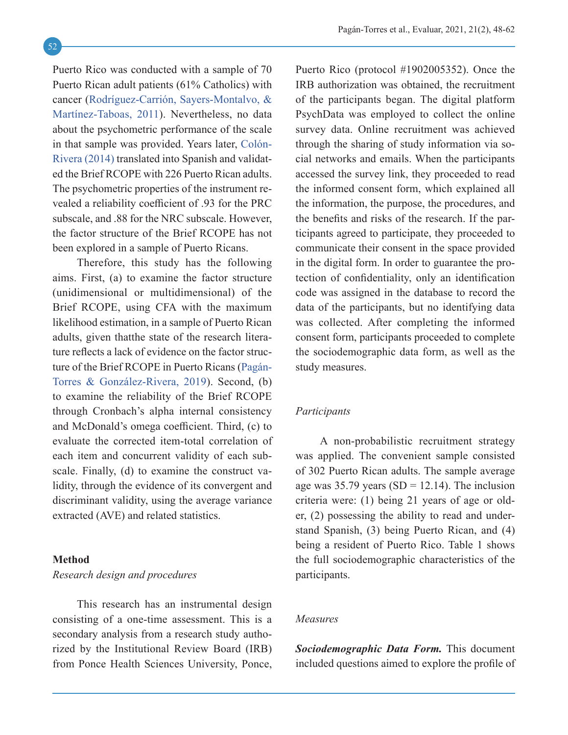Puerto Rico was conducted with a sample of 70 Puerto Rican adult patients (61% Catholics) with cancer (Rodríguez-Carrión, Sayers-Montalvo, & Martínez-Taboas, 2011). Nevertheless, no data about the psychometric performance of the scale in that sample was provided. Years later, Colón-Rivera (2014) translated into Spanish and validated the Brief RCOPE with 226 Puerto Rican adults. The psychometric properties of the instrument revealed a reliability coefficient of .93 for the PRC subscale, and .88 for the NRC subscale. However, the factor structure of the Brief RCOPE has not been explored in a sample of Puerto Ricans.

Therefore, this study has the following aims. First, (a) to examine the factor structure (unidimensional or multidimensional) of the Brief RCOPE, using CFA with the maximum likelihood estimation, in a sample of Puerto Rican adults, given thatthe state of the research literature reflects a lack of evidence on the factor structure of the Brief RCOPE in Puerto Ricans (Pagán-Torres & González-Rivera, 2019). Second, (b) to examine the reliability of the Brief RCOPE through Cronbach's alpha internal consistency and McDonald's omega coefficient. Third, (c) to evaluate the corrected item-total correlation of each item and concurrent validity of each subscale. Finally, (d) to examine the construct validity, through the evidence of its convergent and discriminant validity, using the average variance extracted (AVE) and related statistics.

## Method

### *Research design and procedures*

This research has an instrumental design consisting of a one-time assessment. This is a secondary analysis from a research study authorized by the Institutional Review Board (IRB) from Ponce Health Sciences University, Ponce, Puerto Rico (protocol #1902005352). Once the IRB authorization was obtained, the recruitment of the participants began. The digital platform PsychData was employed to collect the online survey data. Online recruitment was achieved through the sharing of study information via social networks and emails. When the participants accessed the survey link, they proceeded to read the informed consent form, which explained all the information, the purpose, the procedures, and the benefits and risks of the research. If the participants agreed to participate, they proceeded to communicate their consent in the space provided in the digital form. In order to guarantee the protection of confidentiality, only an identification code was assigned in the database to record the data of the participants, but no identifying data was collected. After completing the informed consent form, participants proceeded to complete the sociodemographic data form, as well as the study measures.

### *Participants*

A non-probabilistic recruitment strategy was applied. The convenient sample consisted of 302 Puerto Rican adults. The sample average age was 35.79 years (SD = 12.14). The inclusion criteria were: (1) being 21 years of age or older, (2) possessing the ability to read and understand Spanish, (3) being Puerto Rican, and (4) being a resident of Puerto Rico. Table 1 shows the full sociodemographic characteristics of the participants.

### *Measures*

***Sociodemographic Data Form.*** This document included questions aimed to explore the profile of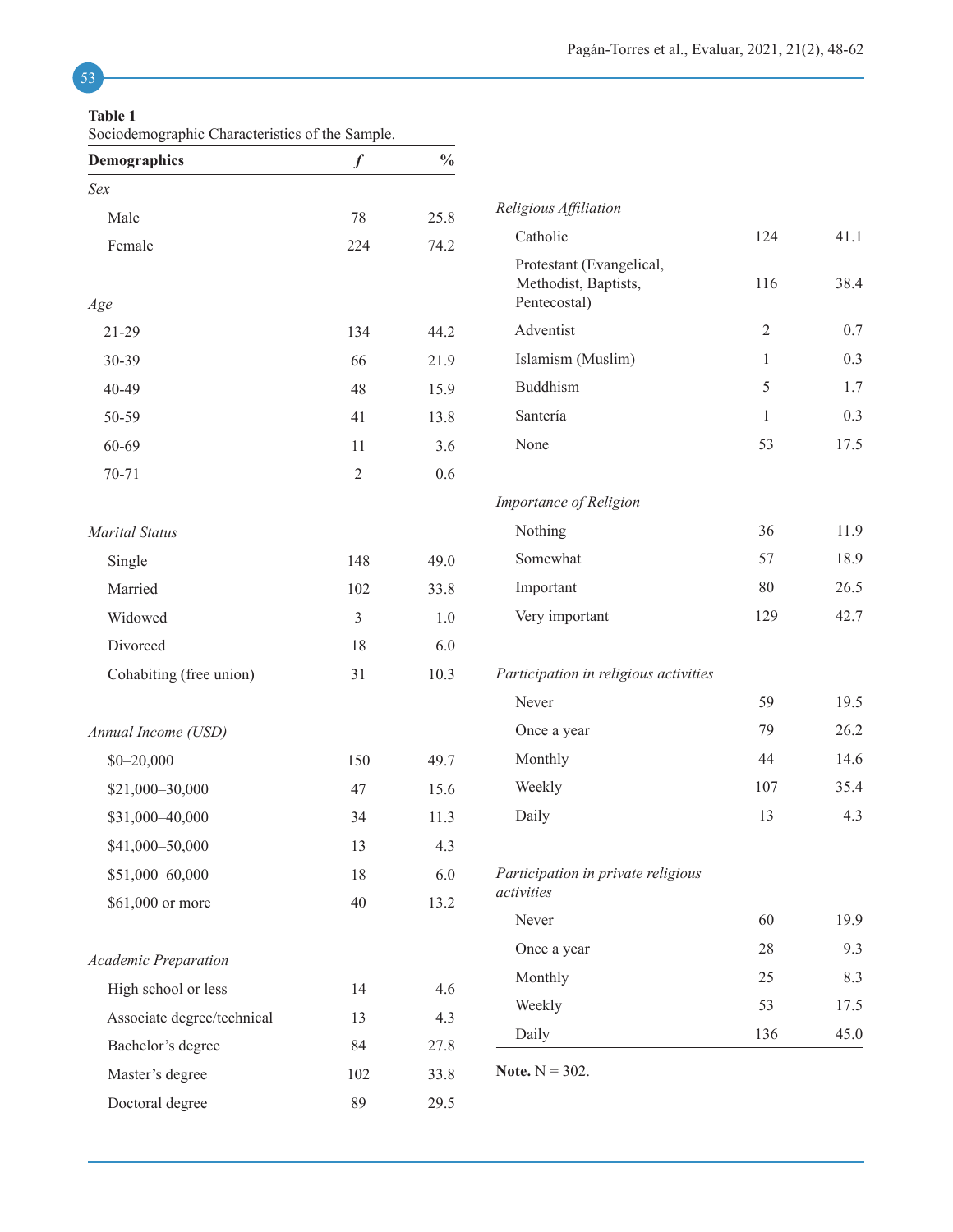**Table 1**
Sociodemographic Characteristics of the Sample.

| Demographics | *f* | % |
|---|---|---|
| *Sex* | | |
| Male | 78 | 25.8 |
| Female | 224 | 74.2 |
| *Age* | | |
| 21-29 | 134 | 44.2 |
| 30-39 | 66 | 21.9 |
| 40-49 | 48 | 15.9 |
| 50-59 | 41 | 13.8 |
| 60-69 | 11 | 3.6 |
| 70-71 | 2 | 0.6 |
| *Marital Status* | | |
| Single | 148 | 49.0 |
| Married | 102 | 33.8 |
| Widowed | 3 | 1.0 |
| Divorced | 18 | 6.0 |
| Cohabiting (free union) | 31 | 10.3 |
| *Annual Income (USD)* | | |
| $0–20,000 | 150 | 49.7 |
| $21,000–30,000 | 47 | 15.6 |
| $31,000–40,000 | 34 | 11.3 |
| $41,000–50,000 | 13 | 4.3 |
| $51,000–60,000 | 18 | 6.0 |
| $61,000 or more | 40 | 13.2 |
| *Academic Preparation* | | |
| High school or less | 14 | 4.6 |
| Associate degree/technical | 13 | 4.3 |
| Bachelor's degree | 84 | 27.8 |
| Master's degree | 102 | 33.8 |
| Doctoral degree | 89 | 29.5 |
| *Religious Affiliation* | | |
| Catholic | 124 | 41.1 |
| Protestant (Evangelical, Methodist, Baptists, Pentecostal) | 116 | 38.4 |
| Adventist | 2 | 0.7 |
| Islamism (Muslim) | 1 | 0.3 |
| Buddhism | 5 | 1.7 |
| Santería | 1 | 0.3 |
| None | 53 | 17.5 |
| *Importance of Religion* | | |
| Nothing | 36 | 11.9 |
| Somewhat | 57 | 18.9 |
| Important | 80 | 26.5 |
| Very important | 129 | 42.7 |
| *Participation in religious activities* | | |
| Never | 59 | 19.5 |
| Once a year | 79 | 26.2 |
| Monthly | 44 | 14.6 |
| Weekly | 107 | 35.4 |
| Daily | 13 | 4.3 |
| *Participation in private religious activities* | | |
| Never | 60 | 19.9 |
| Once a year | 28 | 9.3 |
| Monthly | 25 | 8.3 |
| Weekly | 53 | 17.5 |
| Daily | 136 | 45.0 |

**Note.** N = 302.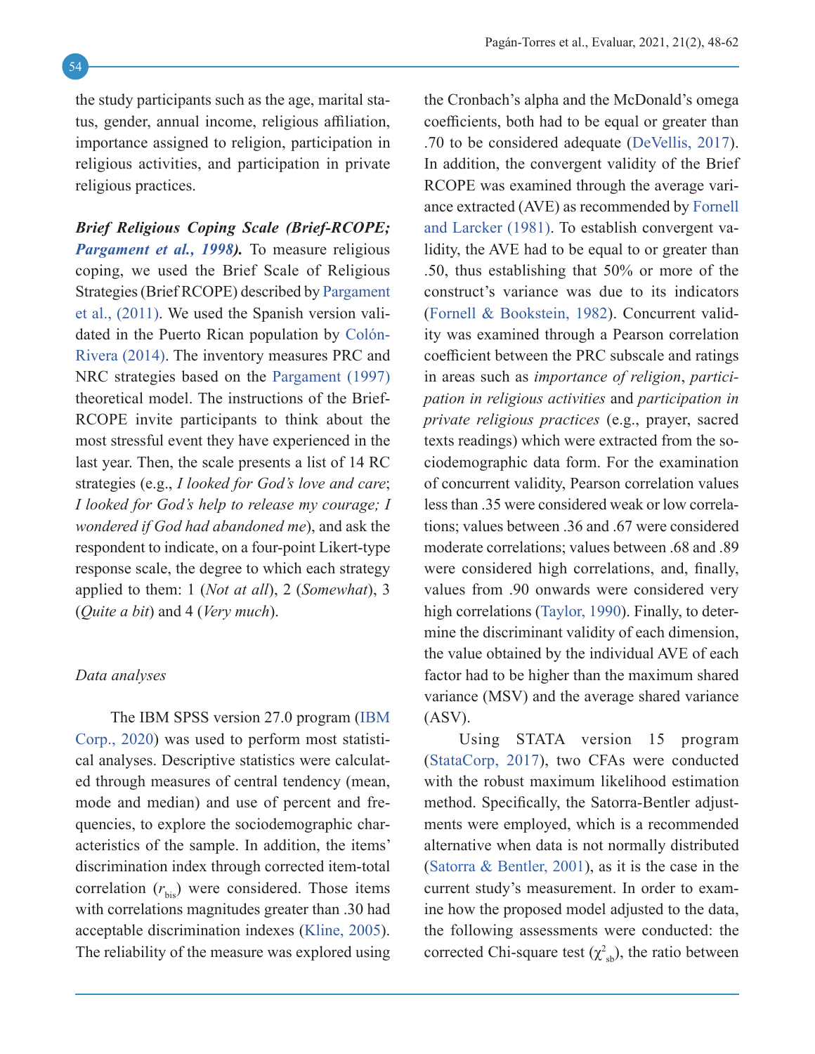the study participants such as the age, marital status, gender, annual income, religious affiliation, importance assigned to religion, participation in religious activities, and participation in private religious practices.

***Brief Religious Coping Scale (Brief-RCOPE; Pargament et al., 1998).*** To measure religious coping, we used the Brief Scale of Religious Strategies (Brief RCOPE) described by Pargament et al., (2011). We used the Spanish version validated in the Puerto Rican population by Colón-Rivera (2014). The inventory measures PRC and NRC strategies based on the Pargament (1997) theoretical model. The instructions of the Brief-RCOPE invite participants to think about the most stressful event they have experienced in the last year. Then, the scale presents a list of 14 RC strategies (e.g., *I looked for God's love and care*; *I looked for God's help to release my courage; I wondered if God had abandoned me*), and ask the respondent to indicate, on a four-point Likert-type response scale, the degree to which each strategy applied to them: 1 (*Not at all*), 2 (*Somewhat*), 3 (*Quite a bit*) and 4 (*Very much*).

*Data analyses*

The IBM SPSS version 27.0 program (IBM Corp., 2020) was used to perform most statistical analyses. Descriptive statistics were calculated through measures of central tendency (mean, mode and median) and use of percent and frequencies, to explore the sociodemographic characteristics of the sample. In addition, the items' discrimination index through corrected item-total correlation ($r_{bis}$) were considered. Those items with correlations magnitudes greater than .30 had acceptable discrimination indexes (Kline, 2005). The reliability of the measure was explored using the Cronbach's alpha and the McDonald's omega coefficients, both had to be equal or greater than .70 to be considered adequate (DeVellis, 2017). In addition, the convergent validity of the Brief RCOPE was examined through the average variance extracted (AVE) as recommended by Fornell and Larcker (1981). To establish convergent validity, the AVE had to be equal to or greater than .50, thus establishing that 50% or more of the construct's variance was due to its indicators (Fornell & Bookstein, 1982). Concurrent validity was examined through a Pearson correlation coefficient between the PRC subscale and ratings in areas such as *importance of religion*, *participation in religious activities* and *participation in private religious practices* (e.g., prayer, sacred texts readings) which were extracted from the sociodemographic data form. For the examination of concurrent validity, Pearson correlation values less than .35 were considered weak or low correlations; values between .36 and .67 were considered moderate correlations; values between .68 and .89 were considered high correlations, and, finally, values from .90 onwards were considered very high correlations (Taylor, 1990). Finally, to determine the discriminant validity of each dimension, the value obtained by the individual AVE of each factor had to be higher than the maximum shared variance (MSV) and the average shared variance (ASV).

Using STATA version 15 program (StataCorp, 2017), two CFAs were conducted with the robust maximum likelihood estimation method. Specifically, the Satorra-Bentler adjustments were employed, which is a recommended alternative when data is not normally distributed (Satorra & Bentler, 2001), as it is the case in the current study's measurement. In order to examine how the proposed model adjusted to the data, the following assessments were conducted: the corrected Chi-square test ($\chi^2_{sb}$), the ratio between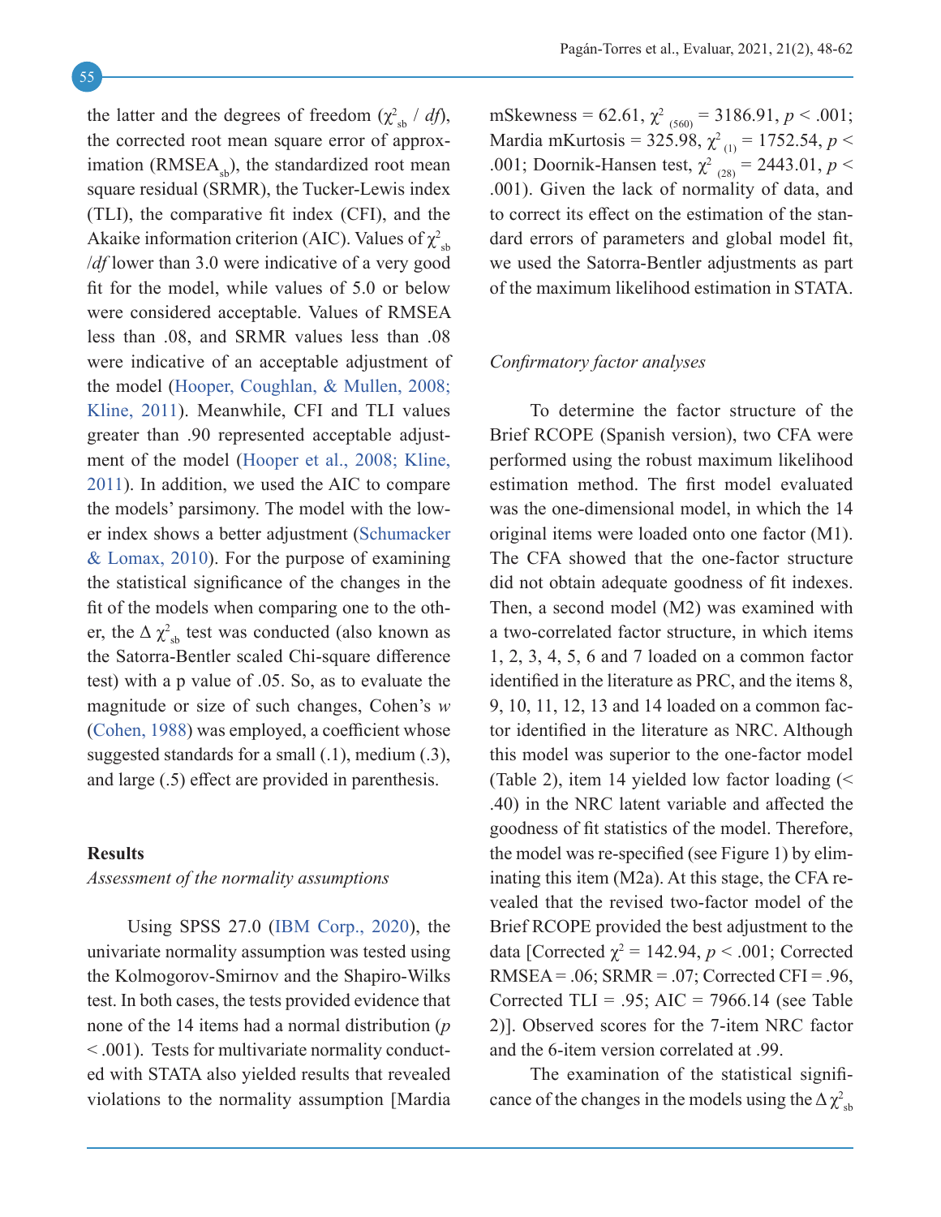the latter and the degrees of freedom ($\chi^2_{sb}$ / *df*), the corrected root mean square error of approximation ($RMSEA_{sb}$), the standardized root mean square residual (SRMR), the Tucker-Lewis index (TLI), the comparative fit index (CFI), and the Akaike information criterion (AIC). Values of $\chi^2_{sb}$ /*df* lower than 3.0 were indicative of a very good fit for the model, while values of 5.0 or below were considered acceptable. Values of RMSEA less than .08, and SRMR values less than .08 were indicative of an acceptable adjustment of the model (Hooper, Coughlan, & Mullen, 2008; Kline, 2011). Meanwhile, CFI and TLI values greater than .90 represented acceptable adjustment of the model (Hooper et al., 2008; Kline, 2011). In addition, we used the AIC to compare the models' parsimony. The model with the lower index shows a better adjustment (Schumacker & Lomax, 2010). For the purpose of examining the statistical significance of the changes in the fit of the models when comparing one to the other, the $\Delta\chi^2_{sb}$ test was conducted (also known as the Satorra-Bentler scaled Chi-square difference test) with a p value of .05. So, as to evaluate the magnitude or size of such changes, Cohen's *w* (Cohen, 1988) was employed, a coefficient whose suggested standards for a small (.1), medium (.3), and large (.5) effect are provided in parenthesis.

## Results

*Assessment of the normality assumptions*

Using SPSS 27.0 (IBM Corp., 2020), the univariate normality assumption was tested using the Kolmogorov-Smirnov and the Shapiro-Wilks test. In both cases, the tests provided evidence that none of the 14 items had a normal distribution ($p < .001$). Tests for multivariate normality conducted with STATA also yielded results that revealed violations to the normality assumption [Mardia mSkewness = 62.61, $\chi^2_{(560)} = 3186.91$, $p < .001$; Mardia mKurtosis = 325.98, $\chi^2_{(1)} = 1752.54$, $p < .001$; Doornik-Hansen test, $\chi^2_{(28)} = 2443.01$, $p < .001$). Given the lack of normality of data, and to correct its effect on the estimation of the standard errors of parameters and global model fit, we used the Satorra-Bentler adjustments as part of the maximum likelihood estimation in STATA.

*Confirmatory factor analyses*

To determine the factor structure of the Brief RCOPE (Spanish version), two CFA were performed using the robust maximum likelihood estimation method. The first model evaluated was the one-dimensional model, in which the 14 original items were loaded onto one factor (M1). The CFA showed that the one-factor structure did not obtain adequate goodness of fit indexes. Then, a second model (M2) was examined with a two-correlated factor structure, in which items 1, 2, 3, 4, 5, 6 and 7 loaded on a common factor identified in the literature as PRC, and the items 8, 9, 10, 11, 12, 13 and 14 loaded on a common factor identified in the literature as NRC. Although this model was superior to the one-factor model (Table 2), item 14 yielded low factor loading (< .40) in the NRC latent variable and affected the goodness of fit statistics of the model. Therefore, the model was re-specified (see Figure 1) by eliminating this item (M2a). At this stage, the CFA revealed that the revised two-factor model of the Brief RCOPE provided the best adjustment to the data [Corrected $\chi^2 = 142.94$, $p < .001$; Corrected RMSEA = .06; SRMR = .07; Corrected CFI = .96, Corrected TLI = .95; AIC = 7966.14 (see Table 2)]. Observed scores for the 7-item NRC factor and the 6-item version correlated at .99.

The examination of the statistical significance of the changes in the models using the $\Delta\chi^2_{sb}$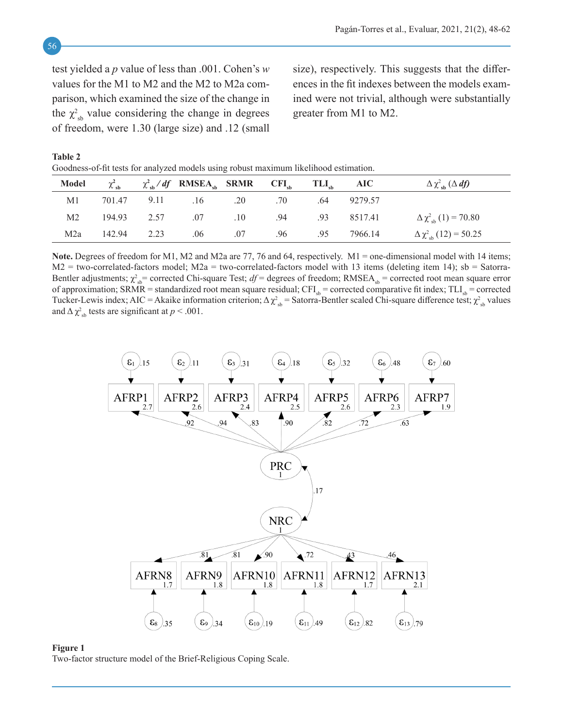test yielded a $p$ value of less than .001. Cohen's $w$ values for the M1 to M2 and the M2 to M2a comparison, which examined the size of the change in the $\chi^2_{sb}$ value considering the change in degrees of freedom, were 1.30 (large size) and .12 (small size), respectively. This suggests that the differences in the fit indexes between the models examined were not trivial, although were substantially greater from M1 to M2.

**Table 2**
Goodness-of-fit tests for analyzed models using robust maximum likelihood estimation.

| Model | $\chi^2_{sb}$ | $\chi^2_{sb}$ / *df* | RMSEA$_{sb}$ | SRMR | CFI$_{sb}$ | TLI$_{sb}$ | AIC | $\Delta\chi^2_{sb}$ ($\Delta$ *df*) |
|---|---|---|---|---|---|---|---|---|
| M1 | 701.47 | 9.11 | .16 | .20 | .70 | .64 | 9279.57 | |
| M2 | 194.93 | 2.57 | .07 | .10 | .94 | .93 | 8517.41 | $\Delta\chi^2_{sb}$ (1) = 70.80 |
| M2a | 142.94 | 2.23 | .06 | .07 | .96 | .95 | 7966.14 | $\Delta\chi^2_{sb}$ (12) = 50.25 |

**Note.** Degrees of freedom for M1, M2 and M2a are 77, 76 and 64, respectively. M1 = one-dimensional model with 14 items; M2 = two-correlated-factors model; M2a = two-correlated-factors model with 13 items (deleting item 14); sb = Satorra-Bentler adjustments; $\chi^2_{sb}$ = corrected Chi-square Test; *df* = degrees of freedom; RMSEA$_{sb}$ = corrected root mean square error of approximation; SRMR = standardized root mean square residual; CFI$_{sb}$ = corrected comparative fit index; TLI$_{sb}$ = corrected Tucker-Lewis index; AIC = Akaike information criterion; $\Delta\chi^2_{sb}$ = Satorra-Bentler scaled Chi-square difference test; $\chi^2_{sb}$ values and $\Delta\chi^2_{sb}$ tests are significant at $p < .001$.

**Figure 1**
Two-factor structure model of the Brief-Religious Coping Scale.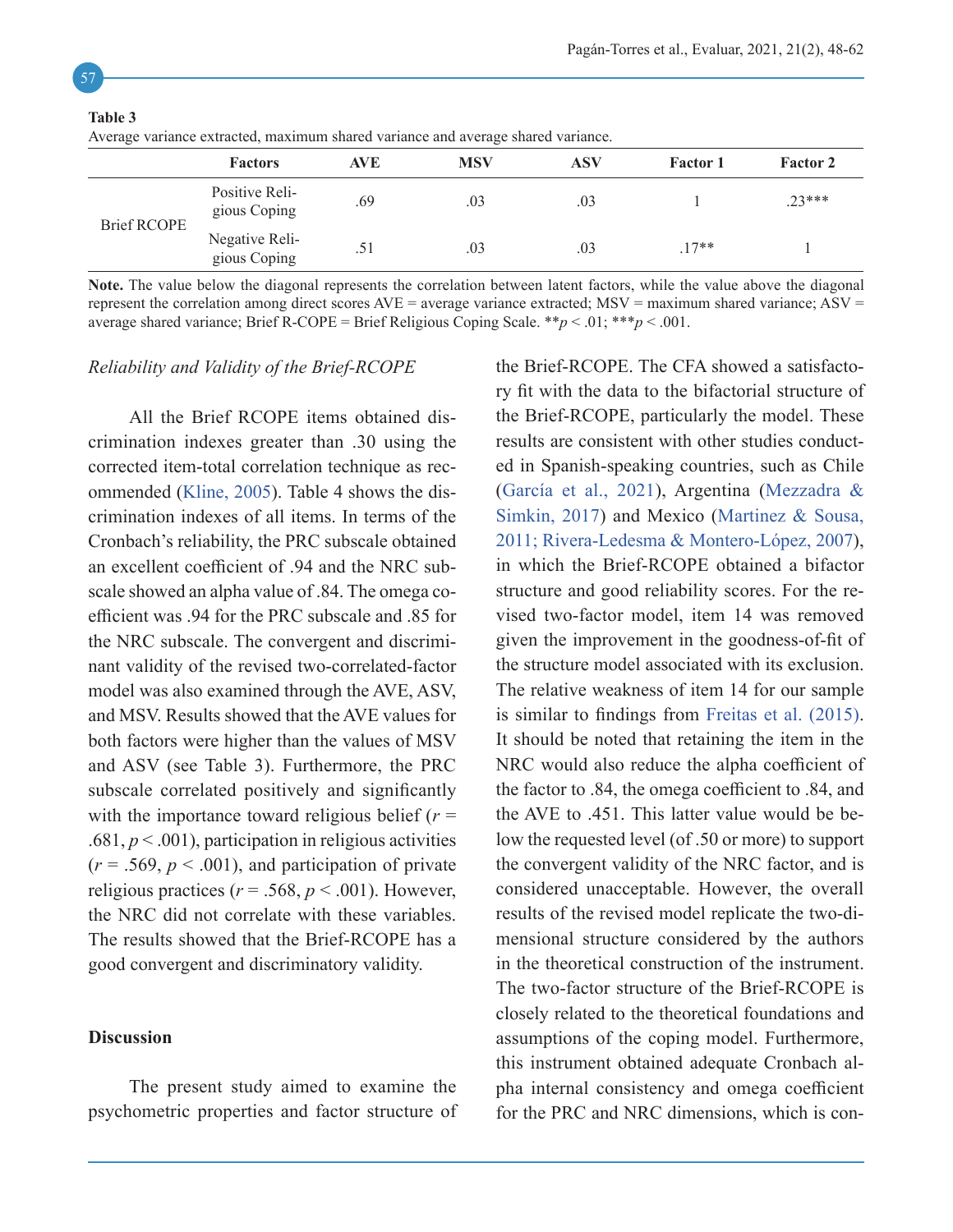**Table 3**
Average variance extracted, maximum shared variance and average shared variance.

| | Factors | AVE | MSV | ASV | Factor 1 | Factor 2 |
|---|---|---|---|---|---|---|
| Brief RCOPE | Positive Religious Coping | .69 | .03 | .03 | 1 | .23*** |
| | Negative Religious Coping | .51 | .03 | .03 | .17** | 1 |

**Note.** The value below the diagonal represents the correlation between latent factors, while the value above the diagonal represent the correlation among direct scores AVE = average variance extracted; MSV = maximum shared variance; ASV = average shared variance; Brief R-COPE = Brief Religious Coping Scale. ** $p < .01$; *** $p < .001$.

### *Reliability and Validity of the Brief-RCOPE*

All the Brief RCOPE items obtained discrimination indexes greater than .30 using the corrected item-total correlation technique as recommended (Kline, 2005). Table 4 shows the discrimination indexes of all items. In terms of the Cronbach's reliability, the PRC subscale obtained an excellent coefficient of .94 and the NRC subscale showed an alpha value of .84. The omega coefficient was .94 for the PRC subscale and .85 for the NRC subscale. The convergent and discriminant validity of the revised two-correlated-factor model was also examined through the AVE, ASV, and MSV. Results showed that the AVE values for both factors were higher than the values of MSV and ASV (see Table 3). Furthermore, the PRC subscale correlated positively and significantly with the importance toward religious belief ($r$ = .681, $p < .001$), participation in religious activities ($r = .569$, $p < .001$), and participation of private religious practices ($r = .568$, $p < .001$). However, the NRC did not correlate with these variables. The results showed that the Brief-RCOPE has a good convergent and discriminatory validity.

## Discussion

The present study aimed to examine the psychometric properties and factor structure of the Brief-RCOPE. The CFA showed a satisfactory fit with the data to the bifactorial structure of the Brief-RCOPE, particularly the model. These results are consistent with other studies conducted in Spanish-speaking countries, such as Chile (García et al., 2021), Argentina (Mezzadra & Simkin, 2017) and Mexico (Martinez & Sousa, 2011; Rivera-Ledesma & Montero-López, 2007), in which the Brief-RCOPE obtained a bifactor structure and good reliability scores. For the revised two-factor model, item 14 was removed given the improvement in the goodness-of-fit of the structure model associated with its exclusion. The relative weakness of item 14 for our sample is similar to findings from Freitas et al. (2015). It should be noted that retaining the item in the NRC would also reduce the alpha coefficient of the factor to .84, the omega coefficient to .84, and the AVE to .451. This latter value would be below the requested level (of .50 or more) to support the convergent validity of the NRC factor, and is considered unacceptable. However, the overall results of the revised model replicate the two-dimensional structure considered by the authors in the theoretical construction of the instrument. The two-factor structure of the Brief-RCOPE is closely related to the theoretical foundations and assumptions of the coping model. Furthermore, this instrument obtained adequate Cronbach alpha internal consistency and omega coefficient for the PRC and NRC dimensions, which is con-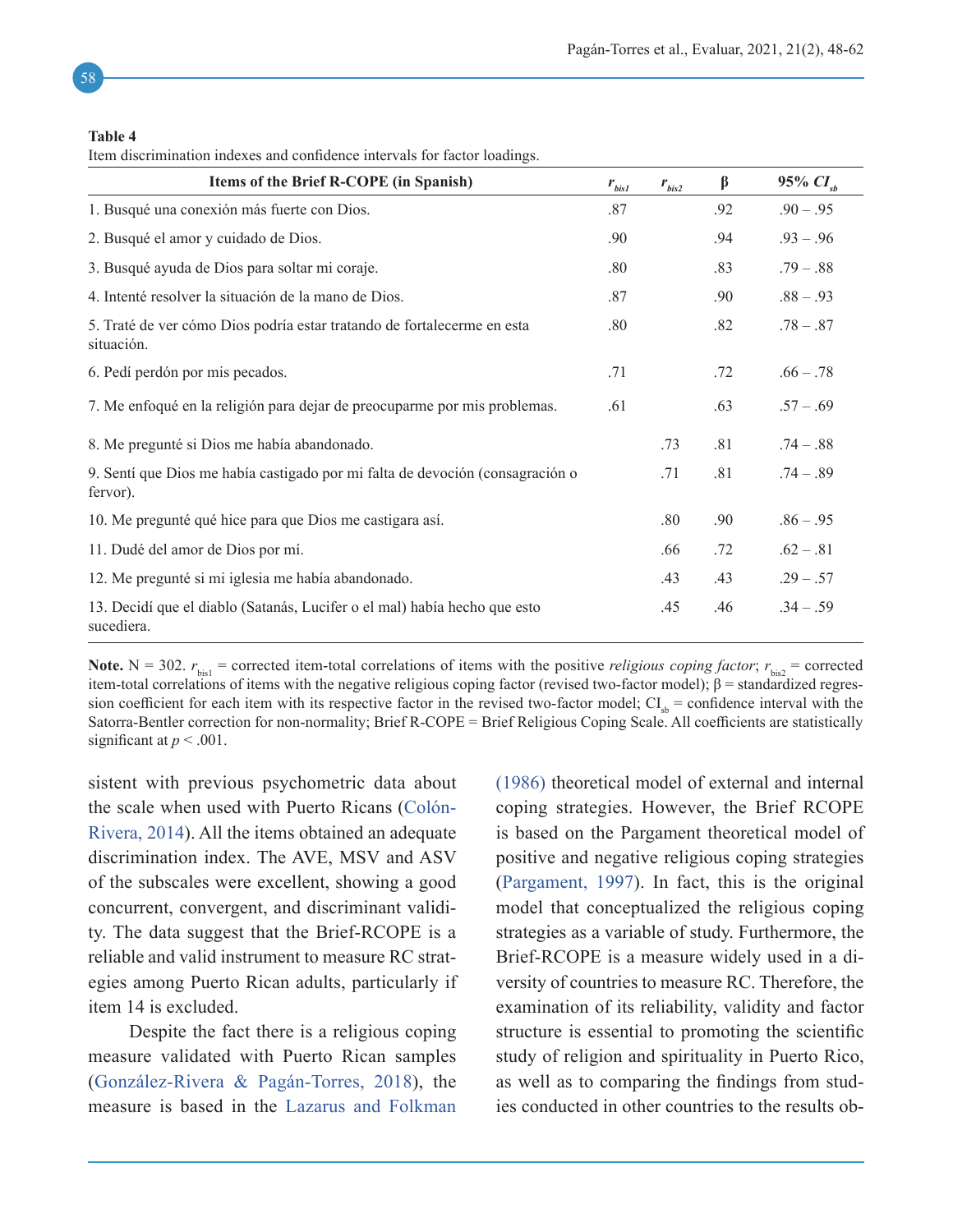**Table 4**

Item discrimination indexes and confidence intervals for factor loadings.

| Items of the Brief R-COPE (in Spanish) | $r_{bis1}$ | $r_{bis2}$ | β | 95% $CI_{sb}$ |
|---|---|---|---|---|
| 1. Busqué una conexión más fuerte con Dios. | .87 | | .92 | .90 – .95 |
| 2. Busqué el amor y cuidado de Dios. | .90 | | .94 | .93 – .96 |
| 3. Busqué ayuda de Dios para soltar mi coraje. | .80 | | .83 | .79 – .88 |
| 4. Intenté resolver la situación de la mano de Dios. | .87 | | .90 | .88 – .93 |
| 5. Traté de ver cómo Dios podría estar tratando de fortalecerme en esta situación. | .80 | | .82 | .78 – .87 |
| 6. Pedí perdón por mis pecados. | .71 | | .72 | .66 – .78 |
| 7. Me enfoqué en la religión para dejar de preocuparme por mis problemas. | .61 | | .63 | .57 – .69 |
| 8. Me pregunté si Dios me había abandonado. | | .73 | .81 | .74 – .88 |
| 9. Sentí que Dios me había castigado por mi falta de devoción (consagración o fervor). | | .71 | .81 | .74 – .89 |
| 10. Me pregunté qué hice para que Dios me castigara así. | | .80 | .90 | .86 – .95 |
| 11. Dudé del amor de Dios por mí. | | .66 | .72 | .62 – .81 |
| 12. Me pregunté si mi iglesia me había abandonado. | | .43 | .43 | .29 – .57 |
| 13. Decidí que el diablo (Satanás, Lucifer o el mal) había hecho que esto sucediera. | | .45 | .46 | .34 – .59 |

**Note.** N = 302. $r_{bis1}$ = corrected item-total correlations of items with the positive *religious coping factor*; $r_{bis2}$ = corrected item-total correlations of items with the negative religious coping factor (revised two-factor model); β = standardized regression coefficient for each item with its respective factor in the revised two-factor model; $CI_{sb}$ = confidence interval with the Satorra-Bentler correction for non-normality; Brief R-COPE = Brief Religious Coping Scale. All coefficients are statistically significant at $p < .001$.

sistent with previous psychometric data about the scale when used with Puerto Ricans (Colón-Rivera, 2014). All the items obtained an adequate discrimination index. The AVE, MSV and ASV of the subscales were excellent, showing a good concurrent, convergent, and discriminant validity. The data suggest that the Brief-RCOPE is a reliable and valid instrument to measure RC strategies among Puerto Rican adults, particularly if item 14 is excluded.

Despite the fact there is a religious coping measure validated with Puerto Rican samples (González-Rivera & Pagán-Torres, 2018), the measure is based in the Lazarus and Folkman (1986) theoretical model of external and internal coping strategies. However, the Brief RCOPE is based on the Pargament theoretical model of positive and negative religious coping strategies (Pargament, 1997). In fact, this is the original model that conceptualized the religious coping strategies as a variable of study. Furthermore, the Brief-RCOPE is a measure widely used in a diversity of countries to measure RC. Therefore, the examination of its reliability, validity and factor structure is essential to promoting the scientific study of religion and spirituality in Puerto Rico, as well as to comparing the findings from studies conducted in other countries to the results ob-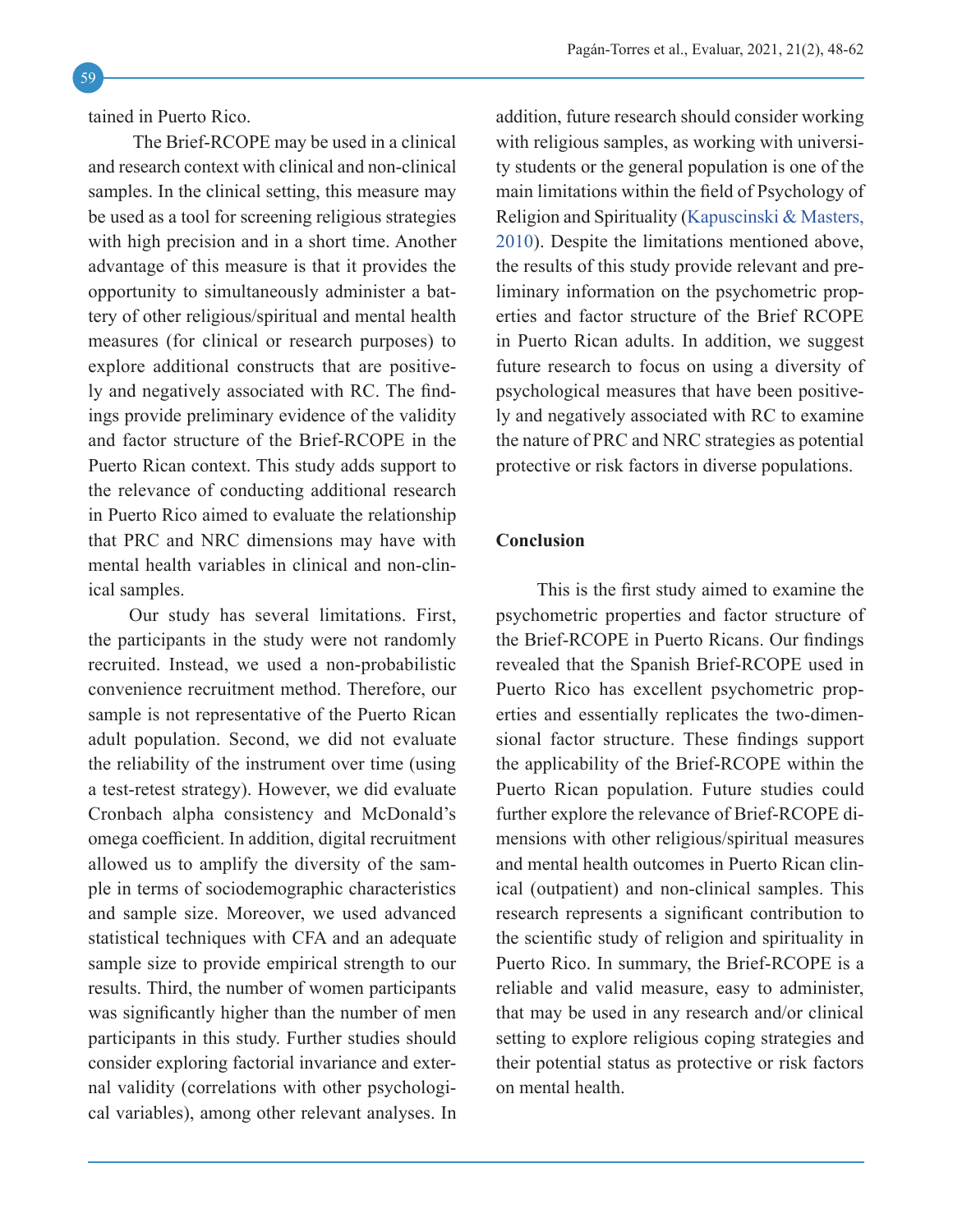tained in Puerto Rico.

The Brief-RCOPE may be used in a clinical and research context with clinical and non-clinical samples. In the clinical setting, this measure may be used as a tool for screening religious strategies with high precision and in a short time. Another advantage of this measure is that it provides the opportunity to simultaneously administer a battery of other religious/spiritual and mental health measures (for clinical or research purposes) to explore additional constructs that are positively and negatively associated with RC. The findings provide preliminary evidence of the validity and factor structure of the Brief-RCOPE in the Puerto Rican context. This study adds support to the relevance of conducting additional research in Puerto Rico aimed to evaluate the relationship that PRC and NRC dimensions may have with mental health variables in clinical and non-clinical samples.

Our study has several limitations. First, the participants in the study were not randomly recruited. Instead, we used a non-probabilistic convenience recruitment method. Therefore, our sample is not representative of the Puerto Rican adult population. Second, we did not evaluate the reliability of the instrument over time (using a test-retest strategy). However, we did evaluate Cronbach alpha consistency and McDonald's omega coefficient. In addition, digital recruitment allowed us to amplify the diversity of the sample in terms of sociodemographic characteristics and sample size. Moreover, we used advanced statistical techniques with CFA and an adequate sample size to provide empirical strength to our results. Third, the number of women participants was significantly higher than the number of men participants in this study. Further studies should consider exploring factorial invariance and external validity (correlations with other psychological variables), among other relevant analyses. In addition, future research should consider working with religious samples, as working with university students or the general population is one of the main limitations within the field of Psychology of Religion and Spirituality (Kapuscinski & Masters, 2010). Despite the limitations mentioned above, the results of this study provide relevant and preliminary information on the psychometric properties and factor structure of the Brief RCOPE in Puerto Rican adults. In addition, we suggest future research to focus on using a diversity of psychological measures that have been positively and negatively associated with RC to examine the nature of PRC and NRC strategies as potential protective or risk factors in diverse populations.

## Conclusion

This is the first study aimed to examine the psychometric properties and factor structure of the Brief-RCOPE in Puerto Ricans. Our findings revealed that the Spanish Brief-RCOPE used in Puerto Rico has excellent psychometric properties and essentially replicates the two-dimensional factor structure. These findings support the applicability of the Brief-RCOPE within the Puerto Rican population. Future studies could further explore the relevance of Brief-RCOPE dimensions with other religious/spiritual measures and mental health outcomes in Puerto Rican clinical (outpatient) and non-clinical samples. This research represents a significant contribution to the scientific study of religion and spirituality in Puerto Rico. In summary, the Brief-RCOPE is a reliable and valid measure, easy to administer, that may be used in any research and/or clinical setting to explore religious coping strategies and their potential status as protective or risk factors on mental health.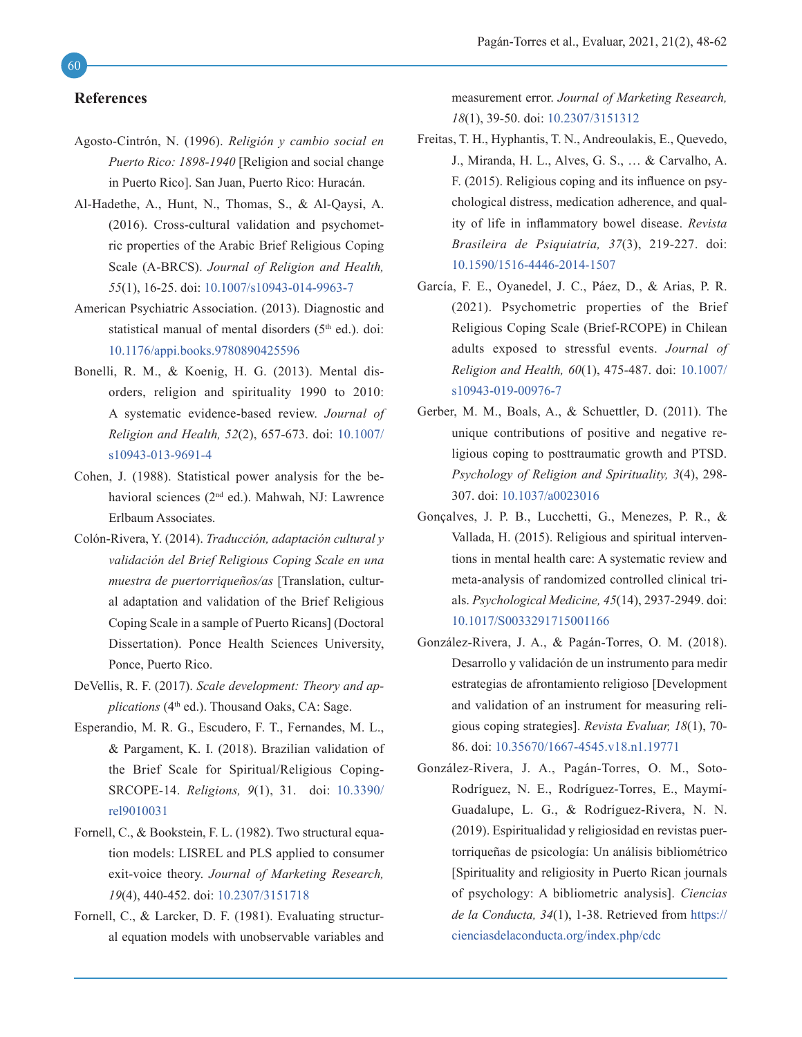## References

Agosto-Cintrón, N. (1996). *Religión y cambio social en Puerto Rico: 1898-1940* [Religion and social change in Puerto Rico]. San Juan, Puerto Rico: Huracán.

Al-Hadethe, A., Hunt, N., Thomas, S., & Al-Qaysi, A. (2016). Cross-cultural validation and psychometric properties of the Arabic Brief Religious Coping Scale (A-BRCS). *Journal of Religion and Health, 55*(1), 16-25. doi: 10.1007/s10943-014-9963-7

American Psychiatric Association. (2013). Diagnostic and statistical manual of mental disorders (5th ed.). doi: 10.1176/appi.books.9780890425596

Bonelli, R. M., & Koenig, H. G. (2013). Mental disorders, religion and spirituality 1990 to 2010: A systematic evidence-based review. *Journal of Religion and Health, 52*(2), 657-673. doi: 10.1007/s10943-013-9691-4

Cohen, J. (1988). Statistical power analysis for the behavioral sciences (2nd ed.). Mahwah, NJ: Lawrence Erlbaum Associates.

Colón-Rivera, Y. (2014). *Traducción, adaptación cultural y validación del Brief Religious Coping Scale en una muestra de puertorriqueños/as* [Translation, cultural adaptation and validation of the Brief Religious Coping Scale in a sample of Puerto Ricans] (Doctoral Dissertation). Ponce Health Sciences University, Ponce, Puerto Rico.

DeVellis, R. F. (2017). *Scale development: Theory and applications* (4th ed.). Thousand Oaks, CA: Sage.

Esperandio, M. R. G., Escudero, F. T., Fernandes, M. L., & Pargament, K. I. (2018). Brazilian validation of the Brief Scale for Spiritual/Religious Coping-SRCOPE-14. *Religions, 9*(1), 31. doi: 10.3390/rel9010031

Fornell, C., & Bookstein, F. L. (1982). Two structural equation models: LISREL and PLS applied to consumer exit-voice theory. *Journal of Marketing Research, 19*(4), 440-452. doi: 10.2307/3151718

Fornell, C., & Larcker, D. F. (1981). Evaluating structural equation models with unobservable variables and measurement error. *Journal of Marketing Research, 18*(1), 39-50. doi: 10.2307/3151312

Freitas, T. H., Hyphantis, T. N., Andreoulakis, E., Quevedo, J., Miranda, H. L., Alves, G. S., … & Carvalho, A. F. (2015). Religious coping and its influence on psychological distress, medication adherence, and quality of life in inflammatory bowel disease. *Revista Brasileira de Psiquiatria, 37*(3), 219-227. doi: 10.1590/1516-4446-2014-1507

García, F. E., Oyanedel, J. C., Páez, D., & Arias, P. R. (2021). Psychometric properties of the Brief Religious Coping Scale (Brief-RCOPE) in Chilean adults exposed to stressful events. *Journal of Religion and Health, 60*(1), 475-487. doi: 10.1007/s10943-019-00976-7

Gerber, M. M., Boals, A., & Schuettler, D. (2011). The unique contributions of positive and negative religious coping to posttraumatic growth and PTSD. *Psychology of Religion and Spirituality, 3*(4), 298-307. doi: 10.1037/a0023016

Gonçalves, J. P. B., Lucchetti, G., Menezes, P. R., & Vallada, H. (2015). Religious and spiritual interventions in mental health care: A systematic review and meta-analysis of randomized controlled clinical trials. *Psychological Medicine, 45*(14), 2937-2949. doi: 10.1017/S0033291715001166

González-Rivera, J. A., & Pagán-Torres, O. M. (2018). Desarrollo y validación de un instrumento para medir estrategias de afrontamiento religioso [Development and validation of an instrument for measuring religious coping strategies]. *Revista Evaluar, 18*(1), 70-86. doi: 10.35670/1667-4545.v18.n1.19771

González-Rivera, J. A., Pagán-Torres, O. M., Soto-Rodríguez, N. E., Rodríguez-Torres, E., Maymí-Guadalupe, L. G., & Rodríguez-Rivera, N. N. (2019). Espiritualidad y religiosidad en revistas puertorriqueñas de psicología: Un análisis bibliométrico [Spirituality and religiosity in Puerto Rican journals of psychology: A bibliometric analysis]. *Ciencias de la Conducta, 34*(1), 1-38. Retrieved from https://cienciasdelaconducta.org/index.php/cdc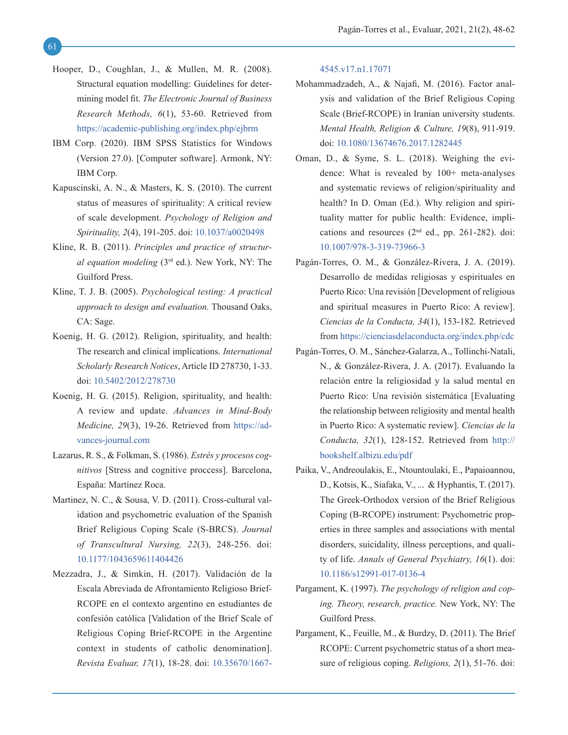Hooper, D., Coughlan, J., & Mullen, M. R. (2008). Structural equation modelling: Guidelines for determining model fit. *The Electronic Journal of Business Research Methods, 6*(1), 53-60. Retrieved from https://academic-publishing.org/index.php/ejbrm

IBM Corp. (2020). IBM SPSS Statistics for Windows (Version 27.0). [Computer software]. Armonk, NY: IBM Corp.

Kapuscinski, A. N., & Masters, K. S. (2010). The current status of measures of spirituality: A critical review of scale development. *Psychology of Religion and Spirituality, 2*(4), 191-205. doi: 10.1037/a0020498

Kline, R. B. (2011). *Principles and practice of structural equation modeling* (3rd ed.). New York, NY: The Guilford Press.

Kline, T. J. B. (2005). *Psychological testing: A practical approach to design and evaluation.* Thousand Oaks, CA: Sage.

Koenig, H. G. (2012). Religion, spirituality, and health: The research and clinical implications. *International Scholarly Research Notices*, Article ID 278730, 1-33. doi: 10.5402/2012/278730

Koenig, H. G. (2015). Religion, spirituality, and health: A review and update. *Advances in Mind-Body Medicine, 29*(3), 19-26. Retrieved from https://advances-journal.com

Lazarus, R. S., & Folkman, S. (1986). *Estrés y procesos cognitivos* [Stress and cognitive proccess]. Barcelona, España: Martínez Roca.

Martinez, N. C., & Sousa, V. D. (2011). Cross-cultural validation and psychometric evaluation of the Spanish Brief Religious Coping Scale (S-BRCS). *Journal of Transcultural Nursing, 22*(3), 248-256. doi: 10.1177/1043659611404426

Mezzadra, J., & Simkin, H. (2017). Validación de la Escala Abreviada de Afrontamiento Religioso Brief-RCOPE en el contexto argentino en estudiantes de confesión católica [Validation of the Brief Scale of Religious Coping Brief-RCOPE in the Argentine context in students of catholic denomination]. *Revista Evaluar, 17*(1), 18-28. doi: 10.35670/1667-4545.v17.n1.17071

Mohammadzadeh, A., & Najafi, M. (2016). Factor analysis and validation of the Brief Religious Coping Scale (Brief-RCOPE) in Iranian university students. *Mental Health, Religion & Culture, 19*(8), 911-919. doi: 10.1080/13674676.2017.1282445

Oman, D., & Syme, S. L. (2018). Weighing the evidence: What is revealed by 100+ meta-analyses and systematic reviews of religion/spirituality and health? In D. Oman (Ed.). Why religion and spirituality matter for public health: Evidence, implications and resources (2nd ed., pp. 261-282). doi: 10.1007/978-3-319-73966-3

Pagán-Torres, O. M., & González-Rivera, J. A. (2019). Desarrollo de medidas religiosas y espirituales en Puerto Rico: Una revisión [Development of religious and spiritual measures in Puerto Rico: A review]. *Ciencias de la Conducta, 34*(1), 153-182. Retrieved from https://cienciasdelaconducta.org/index.php/cdc

Pagán-Torres, O. M., Sánchez-Galarza, A., Tollinchi-Natali, N., & González-Rivera, J. A. (2017). Evaluando la relación entre la religiosidad y la salud mental en Puerto Rico: Una revisión sistemática [Evaluating the relationship between religiosity and mental health in Puerto Rico: A systematic review]. *Ciencias de la Conducta, 32*(1), 128-152. Retrieved from http://bookshelf.albizu.edu/pdf

Paika, V., Andreoulakis, E., Ntountoulaki, E., Papaioannou, D., Kotsis, K., Siafaka, V., ... & Hyphantis, T. (2017). The Greek-Orthodox version of the Brief Religious Coping (B-RCOPE) instrument: Psychometric properties in three samples and associations with mental disorders, suicidality, illness perceptions, and quality of life. *Annals of General Psychiatry, 16*(1). doi: 10.1186/s12991-017-0136-4

Pargament, K. (1997). *The psychology of religion and coping. Theory, research, practice.* New York, NY: The Guilford Press.

Pargament, K., Feuille, M., & Burdzy, D. (2011). The Brief RCOPE: Current psychometric status of a short measure of religious coping. *Religions, 2*(1), 51-76. doi: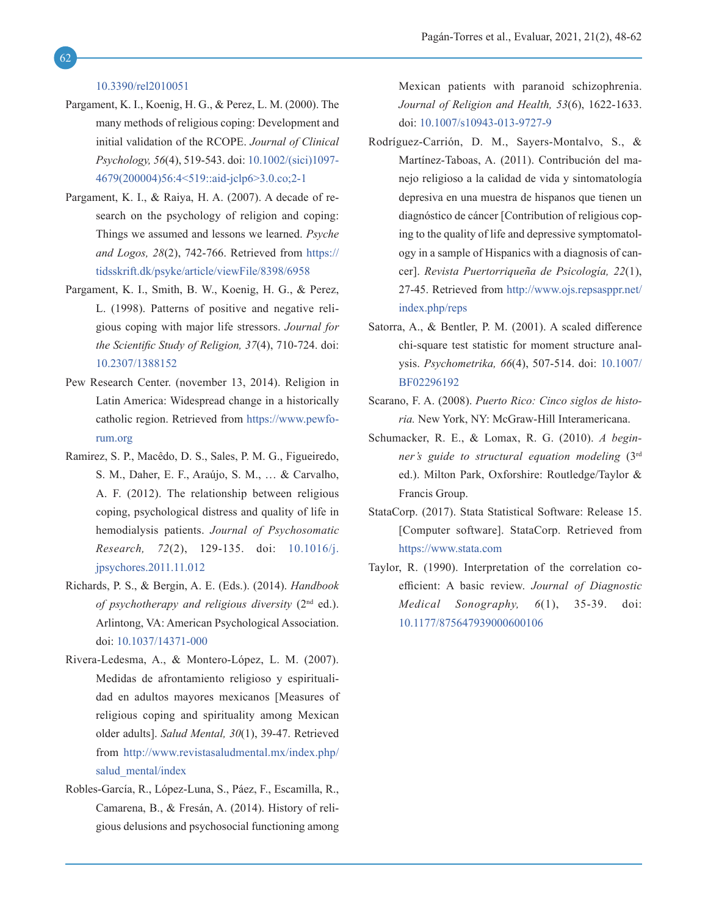10.3390/rel2010051

Pargament, K. I., Koenig, H. G., & Perez, L. M. (2000). The many methods of religious coping: Development and initial validation of the RCOPE. *Journal of Clinical Psychology, 56*(4), 519-543. doi: 10.1002/(sici)1097-4679(200004)56:4<519::aid-jclp6>3.0.co;2-1

Pargament, K. I., & Raiya, H. A. (2007). A decade of research on the psychology of religion and coping: Things we assumed and lessons we learned. *Psyche and Logos, 28*(2), 742-766. Retrieved from https://tidsskrift.dk/psyke/article/viewFile/8398/6958

Pargament, K. I., Smith, B. W., Koenig, H. G., & Perez, L. (1998). Patterns of positive and negative religious coping with major life stressors. *Journal for the Scientific Study of Religion, 37*(4), 710-724. doi: 10.2307/1388152

Pew Research Center. (november 13, 2014). Religion in Latin America: Widespread change in a historically catholic region. Retrieved from https://www.pewforum.org

Ramirez, S. P., Macêdo, D. S., Sales, P. M. G., Figueiredo, S. M., Daher, E. F., Araújo, S. M., … & Carvalho, A. F. (2012). The relationship between religious coping, psychological distress and quality of life in hemodialysis patients. *Journal of Psychosomatic Research, 72*(2), 129-135. doi: 10.1016/j.jpsychores.2011.11.012

Richards, P. S., & Bergin, A. E. (Eds.). (2014). *Handbook of psychotherapy and religious diversity* (2nd ed.). Arlintong, VA: American Psychological Association. doi: 10.1037/14371-000

Rivera-Ledesma, A., & Montero-López, L. M. (2007). Medidas de afrontamiento religioso y espiritualidad en adultos mayores mexicanos [Measures of religious coping and spirituality among Mexican older adults]. *Salud Mental, 30*(1), 39-47. Retrieved from http://www.revistasaludmental.mx/index.php/salud_mental/index

Robles-García, R., López-Luna, S., Páez, F., Escamilla, R., Camarena, B., & Fresán, A. (2014). History of religious delusions and psychosocial functioning among Mexican patients with paranoid schizophrenia. *Journal of Religion and Health, 53*(6), 1622-1633. doi: 10.1007/s10943-013-9727-9

Rodríguez-Carrión, D. M., Sayers-Montalvo, S., & Martínez-Taboas, A. (2011). Contribución del manejo religioso a la calidad de vida y sintomatología depresiva en una muestra de hispanos que tienen un diagnóstico de cáncer [Contribution of religious coping to the quality of life and depressive symptomatology in a sample of Hispanics with a diagnosis of cancer]. *Revista Puertorriqueña de Psicología, 22*(1), 27-45. Retrieved from http://www.ojs.repsasppr.net/index.php/reps

Satorra, A., & Bentler, P. M. (2001). A scaled difference chi-square test statistic for moment structure analysis. *Psychometrika, 66*(4), 507-514. doi: 10.1007/BF02296192

Scarano, F. A. (2008). *Puerto Rico: Cinco siglos de historia.* New York, NY: McGraw-Hill Interamericana.

Schumacker, R. E., & Lomax, R. G. (2010). *A beginner's guide to structural equation modeling* (3rd ed.). Milton Park, Oxforshire: Routledge/Taylor & Francis Group.

StataCorp. (2017). Stata Statistical Software: Release 15. [Computer software]. StataCorp. Retrieved from https://www.stata.com

Taylor, R. (1990). Interpretation of the correlation coefficient: A basic review. *Journal of Diagnostic Medical Sonography, 6*(1), 35-39. doi: 10.1177/875647939000600106